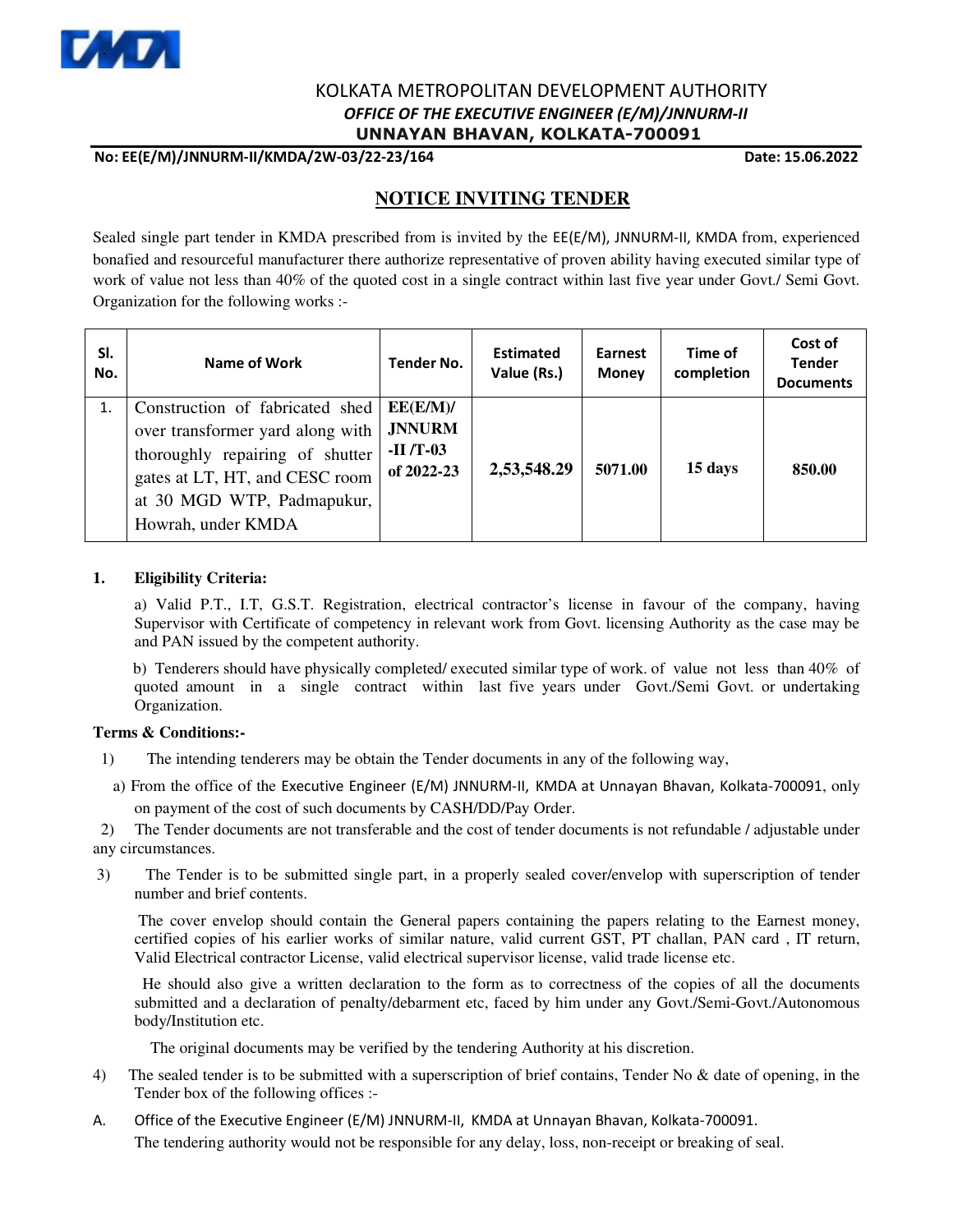# KOLKATA METROPOLITAN DEVELOPMENT AUTHORITY

***OFFICE OF THE EXECUTIVE ENGINEER (E/M)/JNNURM-II***

**UNNAYAN BHAVAN, KOLKATA-700091**

**No: EE(E/M)/JNNURM-II/KMDA/2W-03/22-23/164** **Date: 15.06.2022**

## NOTICE INVITING TENDER

Sealed single part tender in KMDA prescribed from is invited by the EE(E/M), JNNURM-II, KMDA from, experienced bonafied and resourceful manufacturer there authorize representative of proven ability having executed similar type of work of value not less than 40% of the quoted cost in a single contract within last five year under Govt./ Semi Govt. Organization for the following works :-

| Sl. No. | Name of Work | Tender No. | Estimated Value (Rs.) | Earnest Money | Time of completion | Cost of Tender Documents |
|---|---|---|---|---|---|---|
| 1. | Construction of fabricated shed over transformer yard along with thoroughly repairing of shutter gates at LT, HT, and CESC room at 30 MGD WTP, Padmapukur, Howrah, under KMDA | **EE(E/M)/ JNNURM -II /T-03 of 2022-23** | **2,53,548.29** | **5071.00** | **15 days** | **850.00** |

**1. Eligibility Criteria:**

a) Valid P.T., I.T, G.S.T. Registration, electrical contractor's license in favour of the company, having Supervisor with Certificate of competency in relevant work from Govt. licensing Authority as the case may be and PAN issued by the competent authority.

b) Tenderers should have physically completed/ executed similar type of work. of value not less than 40% of quoted amount in a single contract within last five years under Govt./Semi Govt. or undertaking Organization.

**Terms & Conditions:-**

1) The intending tenderers may be obtain the Tender documents in any of the following way,

a) From the office of the Executive Engineer (E/M) JNNURM-II, KMDA at Unnayan Bhavan, Kolkata-700091, only on payment of the cost of such documents by CASH/DD/Pay Order.

2) The Tender documents are not transferable and the cost of tender documents is not refundable / adjustable under any circumstances.

3) The Tender is to be submitted single part, in a properly sealed cover/envelop with superscription of tender number and brief contents.

The cover envelop should contain the General papers containing the papers relating to the Earnest money, certified copies of his earlier works of similar nature, valid current GST, PT challan, PAN card , IT return, Valid Electrical contractor License, valid electrical supervisor license, valid trade license etc.

He should also give a written declaration to the form as to correctness of the copies of all the documents submitted and a declaration of penalty/debarment etc, faced by him under any Govt./Semi-Govt./Autonomous body/Institution etc.

The original documents may be verified by the tendering Authority at his discretion.

4) The sealed tender is to be submitted with a superscription of brief contains, Tender No & date of opening, in the Tender box of the following offices :-

A. Office of the Executive Engineer (E/M) JNNURM-II, KMDA at Unnayan Bhavan, Kolkata-700091.

The tendering authority would not be responsible for any delay, loss, non-receipt or breaking of seal.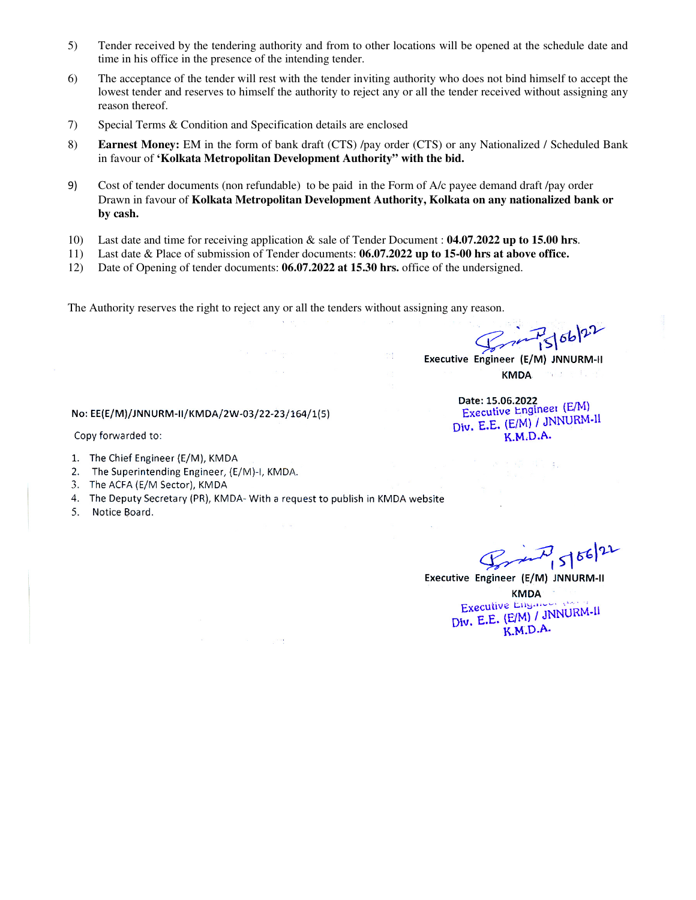5) Tender received by the tendering authority and from to other locations will be opened at the schedule date and time in his office in the presence of the intending tender.

6) The acceptance of the tender will rest with the tender inviting authority who does not bind himself to accept the lowest tender and reserves to himself the authority to reject any or all the tender received without assigning any reason thereof.

7) Special Terms & Condition and Specification details are enclosed

8) **Earnest Money:** EM in the form of bank draft (CTS) /pay order (CTS) or any Nationalized / Scheduled Bank in favour of **'Kolkata Metropolitan Development Authority" with the bid.**

9) Cost of tender documents (non refundable) to be paid in the Form of A/c payee demand draft /pay order Drawn in favour of **Kolkata Metropolitan Development Authority, Kolkata on any nationalized bank or by cash.**

10) Last date and time for receiving application & sale of Tender Document : **04.07.2022 up to 15.00 hrs**.

11) Last date & Place of submission of Tender documents: **06.07.2022 up to 15-00 hrs at above office.**

12) Date of Opening of tender documents: **06.07.2022 at 15.30 hrs.** office of the undersigned.

The Authority reserves the right to reject any or all the tenders without assigning any reason.

15/06/22

**Executive Engineer (E/M) JNNURM-II**
**KMDA**

**Date: 15.06.2022**

Executive Engineer (E/M)
Div. E.E. (E/M) / JNNURM-II
K.M.D.A.

No: EE(E/M)/JNNURM-II/KMDA/2W-03/22-23/164/1(5)

Copy forwarded to:

1. The Chief Engineer (E/M), KMDA
2. The Superintending Engineer, (E/M)-I, KMDA.
3. The ACFA (E/M Sector), KMDA
4. The Deputy Secretary (PR), KMDA- With a request to publish in KMDA website
5. Notice Board.

15/06/22

**Executive Engineer (E/M) JNNURM-II**
**KMDA**

Executive Engineer (E/M)
Div. E.E. (E/M) / JNNURM-II
K.M.D.A.